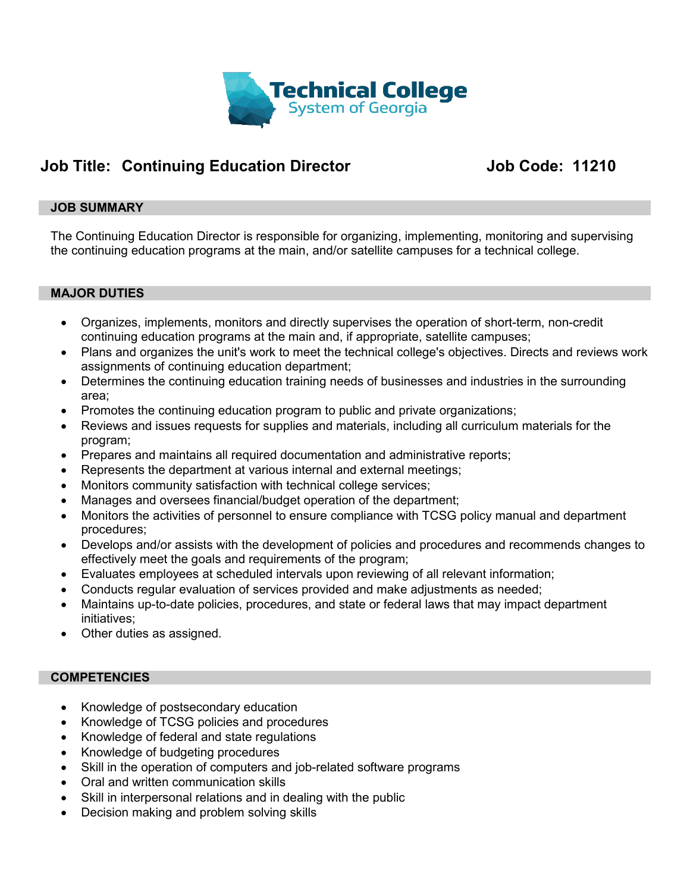Technical College System of Georgia

# Job Title: Continuing Education Director    Job Code: 11210

## JOB SUMMARY

The Continuing Education Director is responsible for organizing, implementing, monitoring and supervising the continuing education programs at the main, and/or satellite campuses for a technical college.

## MAJOR DUTIES

- Organizes, implements, monitors and directly supervises the operation of short-term, non-credit continuing education programs at the main and, if appropriate, satellite campuses;
- Plans and organizes the unit's work to meet the technical college's objectives. Directs and reviews work assignments of continuing education department;
- Determines the continuing education training needs of businesses and industries in the surrounding area;
- Promotes the continuing education program to public and private organizations;
- Reviews and issues requests for supplies and materials, including all curriculum materials for the program;
- Prepares and maintains all required documentation and administrative reports;
- Represents the department at various internal and external meetings;
- Monitors community satisfaction with technical college services;
- Manages and oversees financial/budget operation of the department;
- Monitors the activities of personnel to ensure compliance with TCSG policy manual and department procedures;
- Develops and/or assists with the development of policies and procedures and recommends changes to effectively meet the goals and requirements of the program;
- Evaluates employees at scheduled intervals upon reviewing of all relevant information;
- Conducts regular evaluation of services provided and make adjustments as needed;
- Maintains up-to-date policies, procedures, and state or federal laws that may impact department initiatives;
- Other duties as assigned.

## COMPETENCIES

- Knowledge of postsecondary education
- Knowledge of TCSG policies and procedures
- Knowledge of federal and state regulations
- Knowledge of budgeting procedures
- Skill in the operation of computers and job-related software programs
- Oral and written communication skills
- Skill in interpersonal relations and in dealing with the public
- Decision making and problem solving skills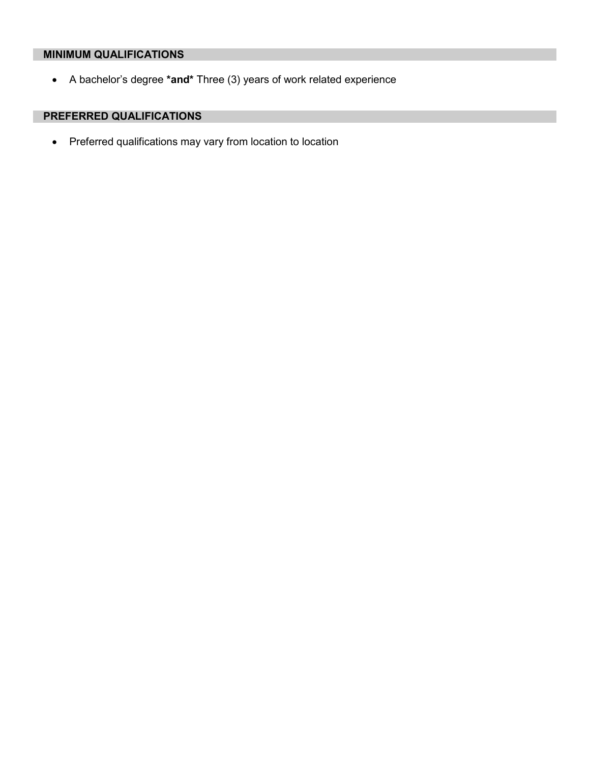## MINIMUM QUALIFICATIONS

- A bachelor's degree ***and*** Three (3) years of work related experience

## PREFERRED QUALIFICATIONS

- Preferred qualifications may vary from location to location